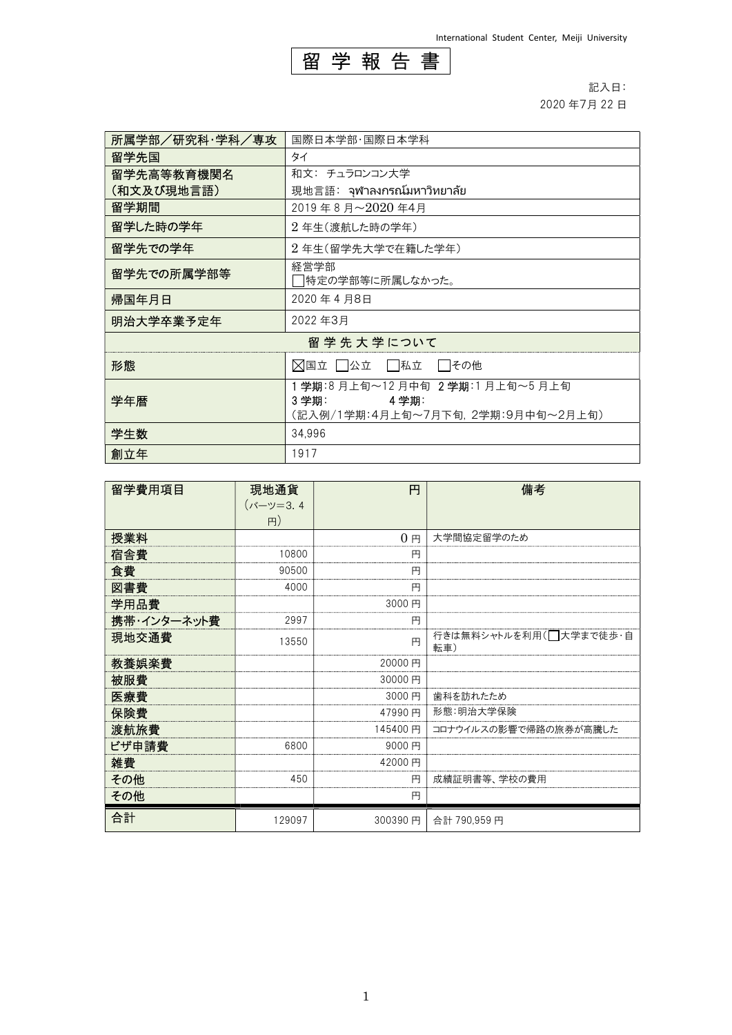International Student Center, Meiji University

# 留 学 報 告 書

記入日：
2020 年7月 22 日

| 所属学部／研究科･学科／専攻 | 国際日本学部･国際日本学科 |
|---|---|
| 留学先国 | タイ |
| 留学先高等教育機関名<br>（和文及び現地言語） | 和文： チュラロンコン大学<br>現地言語： จุฬาลงกรณ์มหาวิทยาลัย |
| 留学期間 | 2019 年 8 月～2020 年4月 |
| 留学した時の学年 | 2 年生（渡航した時の学年） |
| 留学先での学年 | 2 年生（留学先大学で在籍した学年） |
| 留学先での所属学部等 | 経営学部<br>☐特定の学部等に所属しなかった。 |
| 帰国年月日 | 2020 年 4 月8日 |
| 明治大学卒業予定年 | 2022 年3月 |
| **留 学 先 大 学 に つ い て** | |
| 形態 | ☒国立 ☐公立 ☐私立 ☐その他 |
| 学年暦 | 1 学期：8 月上旬～12 月中旬 2 学期：1 月上旬～5 月上旬<br>3 学期： 4 学期：<br>（記入例/1学期：4月上旬～7月下旬，2学期：9月中旬～2月上旬） |
| 学生数 | 34,996 |
| 創立年 | 1917 |

| 留学費用項目 | 現地通貨<br>（バーツ=3．4 円） | 円 | 備考 |
|---|---|---|---|
| 授業料 | | 0 円 | 大学間協定留学のため |
| 宿舎費 | 10800 | 円 | |
| 食費 | 90500 | 円 | |
| 図書費 | 4000 | 円 | |
| 学用品費 | | 3000 円 | |
| 携帯･インターネット費 | 2997 | 円 | |
| 現地交通費 | 13550 | 円 | 行きは無料シャトルを利用(☐大学まで徒歩･自転車) |
| 教養娯楽費 | | 20000 円 | |
| 被服費 | | 30000 円 | |
| 医療費 | | 3000 円 | 歯科を訪れたため |
| 保険費 | | 47990 円 | 形態：明治大学保険 |
| 渡航旅費 | | 145400 円 | コロナウイルスの影響で帰路の旅券が高騰した |
| ビザ申請費 | 6800 | 9000 円 | |
| 雑費 | | 42000 円 | |
| その他 | 450 | 円 | 成績証明書等、学校の費用 |
| その他 | | 円 | |
| 合計 | 129097 | 300390 円 | 合計 790,959 円 |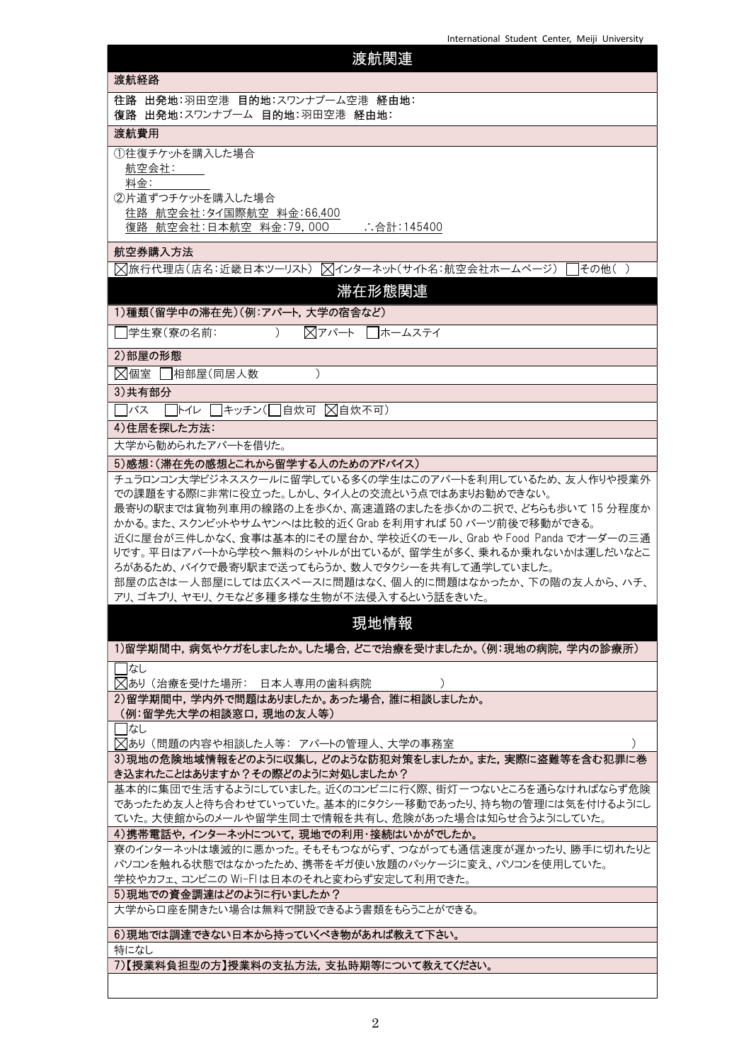## 渡航関連

### 渡航経路

往路 出発地：羽田空港 目的地：スワンナプーム空港 経由地：
復路 出発地：スワンナプーム 目的地：羽田空港 経由地：

### 渡航費用

①往復チケットを購入した場合
航空会社：
料金：
②片道ずつチケットを購入した場合
往路 航空会社：タイ国際航空 料金：66,400
復路 航空会社：日本航空 料金：79，000 ∴合計：145400

### 航空券購入方法

☒旅行代理店（店名：近畿日本ツーリスト） ☒インターネット（サイト名：航空会社ホームページ） ☐その他（ ）

## 滞在形態関連

### 1)種類（留学中の滞在先）（例：アパート，大学の宿舎など）

☐学生寮（寮の名前： ） ☒アパート ☐ホームステイ

### 2)部屋の形態

☒個室 ☐相部屋（同居人数 ）

### 3)共有部分

☐バス ☐トイレ ☐キッチン（☐自炊可 ☒自炊不可）

### 4)住居を探した方法：

大学から勧められたアパートを借りた。

### 5)感想：（滞在先の感想とこれから留学する人のためのアドバイス）

チュラロンコン大学ビジネススクールに留学している多くの学生はこのアパートを利用しているため、友人作りや授業外での課題をする際に非常に役立った。しかし、タイ人との交流という点ではあまりお勧めできない。
最寄りの駅までは貨物列車用の線路の上を歩くか、高速道路のましたを歩くかの二択で、どちらも歩いて 15 分程度かかる。また、スクンビットやサムヤンへは比較的近く Grab を利用すれば 50 バーツ前後で移動ができる。
近くに屋台が三件しかなく、食事は基本的にその屋台か、学校近くのモール、Grab や Food Panda でオーダーの三通りです。平日はアパートから学校へ無料のシャトルが出ているが、留学生が多く、乗れるか乗れないかは運しだいなところがあるため、バイクで最寄り駅まで送ってもらうか、数人でタクシーを共有して通学していました。
部屋の広さは一人部屋にしては広くスペースに問題はなく、個人的に問題はなかったか、下の階の友人から、ハチ、アリ、ゴキブリ、ヤモリ、クモなど多種多様な生物が不法侵入するという話をきいた。

## 現地情報

### 1)留学期間中，病気やケガをしましたか。した場合，どこで治療を受けましたか。（例：現地の病院，学内の診療所）

☐なし
☒あり（治療を受けた場所： 日本人専用の歯科病院 ）

### 2)留学期間中，学内外で問題はありましたか。あった場合，誰に相談しましたか。（例：留学先大学の相談窓口，現地の友人等）

☐なし
☒あり（問題の内容や相談した人等： アパートの管理人、大学の事務室 ）

### 3)現地の危険地域情報をどのように収集し，どのような防犯対策をしましたか。また，実際に盗難等を含む犯罪に巻き込まれたことはありますか？その際どのように対処しましたか？

基本的に集団で生活するようにしていました。近くのコンビニに行く際、街灯一つないところを通らなければならず危険であったため友人と待ち合わせていっていた。基本的にタクシー移動であったり、持ち物の管理には気を付けるようにしていた。大使館からのメールや留学生同士で情報を共有し、危険があった場合は知らせ合うようにしていた。

### 4)携帯電話や，インターネットについて，現地での利用・接続はいかがでしたか。

寮のインターネットは壊滅的に悪かった。そもそもつながらず、つながっても通信速度が遅かったり、勝手に切れたりとパソコンを触れる状態ではなかったため、携帯をギガ使い放題のパッケージに変え、パソコンを使用していた。
学校やカフェ、コンビニの Wi-FI は日本のそれと変わらず安定して利用できた。

### 5)現地での資金調達はどのように行いましたか？

大学から口座を開きたい場合は無料で開設できるよう書類をもらうことができる。

### 6)現地では調達できない日本から持っていくべき物があれば教えて下さい。

特になし

### 7)【授業料負担型の方】授業料の支払方法，支払時期等について教えてください。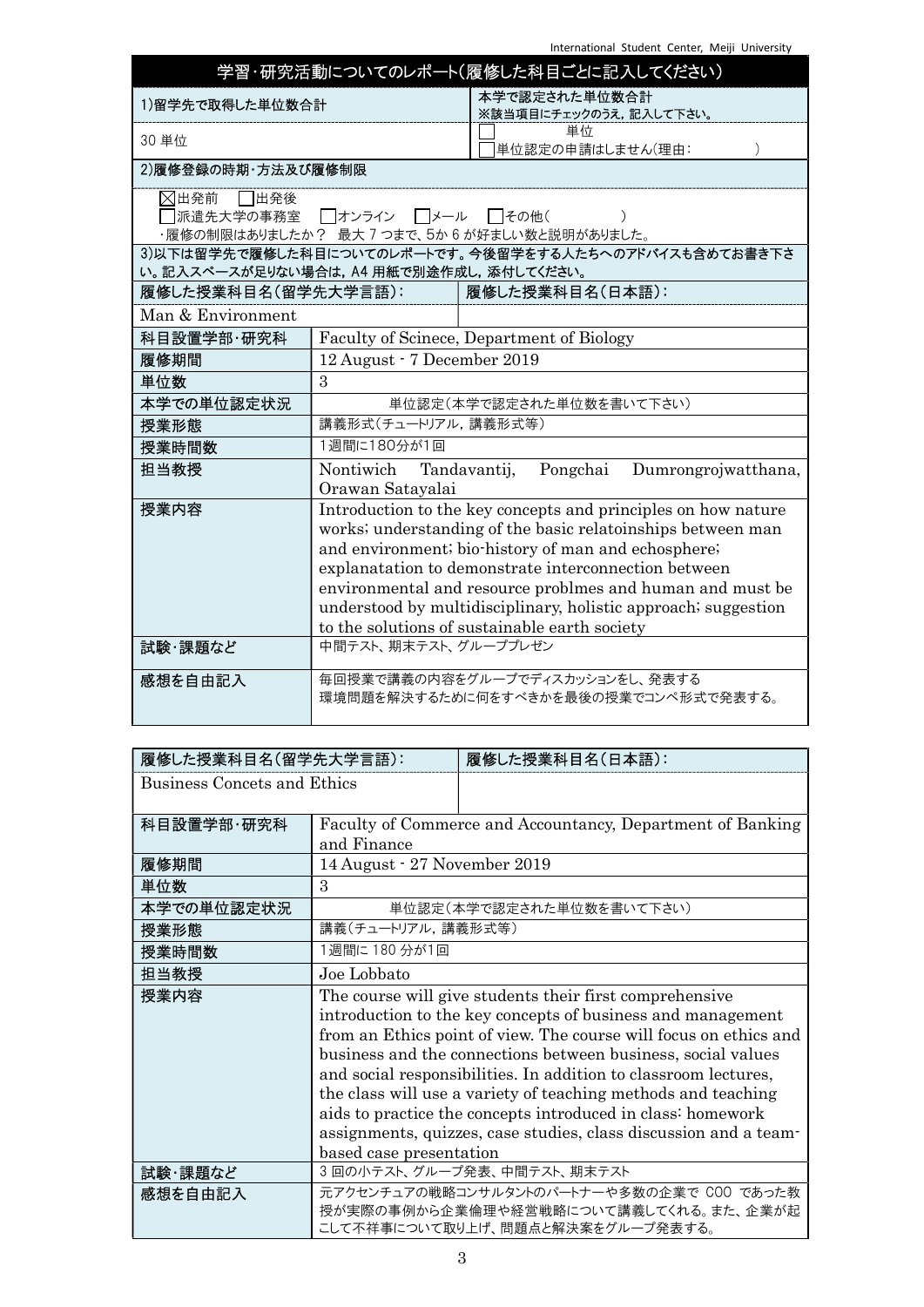## 学習・研究活動についてのレポート(履修した科目ごとに記入してください)

| 1)留学先で取得した単位数合計 | 本学で認定された単位数合計 ※該当項目にチェックのうえ，記入して下さい。 |
|---|---|
| 30 単位 | ☐ 単位 ☐単位認定の申請はしません(理由: ) |

**2)履修登録の時期・方法及び履修制限**

☒出発前 ☐出発後
☐派遣先大学の事務室 ☐オンライン ☐メール ☐その他( )
・履修の制限はありましたか？ 最大 7 つまで、5か 6 が好ましい数と説明がありました。

**3)以下は留学先で履修した科目についてのレポートです。今後留学をする人たちへのアドバイスも含めてお書き下さい。記入スペースが足りない場合は，A4 用紙で別途作成し，添付してください。**

| 履修した授業科目名(留学先大学言語): | 履修した授業科目名(日本語): |
|---|---|
| Man & Environment | |
| 科目設置学部・研究科 | Faculty of Scinece, Department of Biology |
| 履修期間 | 12 August - 7 December 2019 |
| 単位数 | 3 |
| 本学での単位認定状況 | 単位認定(本学で認定された単位数を書いて下さい) |
| 授業形態 | 講義形式(チュートリアル，講義形式等) |
| 授業時間数 | 1週間に180分が1回 |
| 担当教授 | Nontiwich Tandavantij, Pongchai Dumrongrojwatthana, Orawan Satayalai |
| 授業内容 | Introduction to the key concepts and principles on how nature works; understanding of the basic relatoinships between man and environment; bio-history of man and echosphere; explanatation to demonstrate interconnection between environmental and resource problmes and human and must be understood by multidisciplinary, holistic approach; suggestion to the solutions of sustainable earth society |
| 試験・課題など | 中間テスト、期末テスト、グループプレゼン |
| 感想を自由記入 | 毎回授業で講義の内容をグループでディスカッションをし、発表する<br>環境問題を解決するために何をすべきかを最後の授業でコンペ形式で発表する。 |

| 履修した授業科目名(留学先大学言語): | 履修した授業科目名(日本語): |
|---|---|
| Business Concets and Ethics | |
| 科目設置学部・研究科 | Faculty of Commerce and Accountancy, Department of Banking and Finance |
| 履修期間 | 14 August - 27 November 2019 |
| 単位数 | 3 |
| 本学での単位認定状況 | 単位認定(本学で認定された単位数を書いて下さい) |
| 授業形態 | 講義(チュートリアル，講義形式等) |
| 授業時間数 | 1週間に 180 分が1回 |
| 担当教授 | Joe Lobbato |
| 授業内容 | The course will give students their first comprehensive introduction to the key concepts of business and management from an Ethics point of view. The course will focus on ethics and business and the connections between business, social values and social responsibilities. In addition to classroom lectures, the class will use a variety of teaching methods and teaching aids to practice the concepts introduced in class: homework assignments, quizzes, case studies, class discussion and a team-based case presentation |
| 試験・課題など | 3 回の小テスト、グループ発表、中間テスト、期末テスト |
| 感想を自由記入 | 元アクセンチュアの戦略コンサルタントのパートナーや多数の企業で COO であった教授が実際の事例から企業倫理や経営戦略について講義してくれる。また、企業が起こして不祥事について取り上げ、問題点と解決案をグループ発表する。 |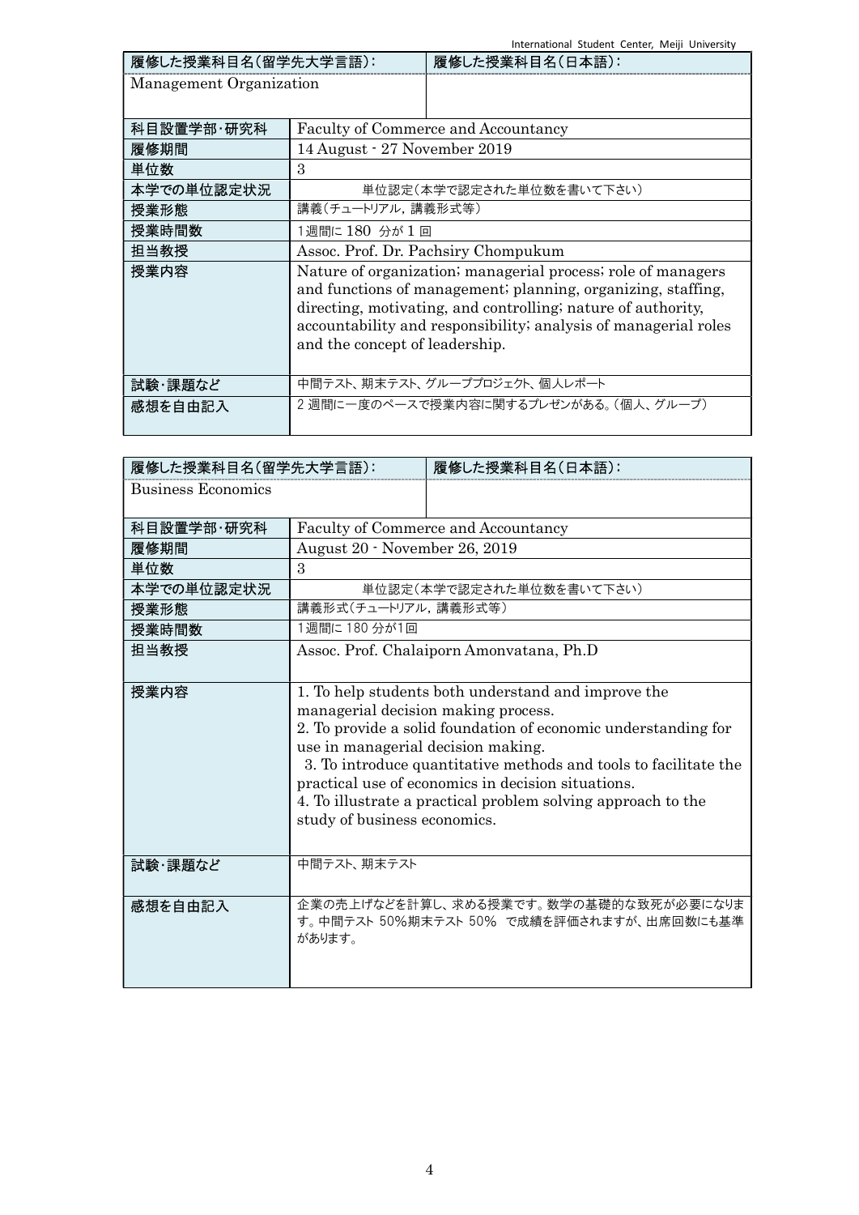| 履修した授業科目名(留学先大学言語)： | | 履修した授業科目名(日本語)： |
|---|---|---|
| Management Organization | | |
| 科目設置学部・研究科 | Faculty of Commerce and Accountancy | |
| 履修期間 | 14 August - 27 November 2019 | |
| 単位数 | 3 | |
| 本学での単位認定状況 | 単位認定(本学で認定された単位数を書いて下さい) | |
| 授業形態 | 講義(チュートリアル，講義形式等) | |
| 授業時間数 | 1週間に 180 分が 1 回 | |
| 担当教授 | Assoc. Prof. Dr. Pachsiry Chompukum | |
| 授業内容 | Nature of organization; managerial process; role of managers and functions of management; planning, organizing, staffing, directing, motivating, and controlling; nature of authority, accountability and responsibility; analysis of managerial roles and the concept of leadership. | |
| 試験・課題など | 中間テスト、期末テスト、グループプロジェクト、個人レポート | |
| 感想を自由記入 | 2 週間に一度のペースで授業内容に関するプレゼンがある。(個人、グループ) | |

| 履修した授業科目名(留学先大学言語)： | | 履修した授業科目名(日本語)： |
|---|---|---|
| Business Economics | | |
| 科目設置学部・研究科 | Faculty of Commerce and Accountancy | |
| 履修期間 | August 20 - November 26, 2019 | |
| 単位数 | 3 | |
| 本学での単位認定状況 | 単位認定(本学で認定された単位数を書いて下さい) | |
| 授業形態 | 講義形式(チュートリアル，講義形式等) | |
| 授業時間数 | 1週間に 180 分が1回 | |
| 担当教授 | Assoc. Prof. Chalaiporn Amonvatana, Ph.D | |
| 授業内容 | 1. To help students both understand and improve the managerial decision making process.<br>2. To provide a solid foundation of economic understanding for use in managerial decision making.<br>3. To introduce quantitative methods and tools to facilitate the practical use of economics in decision situations.<br>4. To illustrate a practical problem solving approach to the study of business economics. | |
| 試験・課題など | 中間テスト、期末テスト | |
| 感想を自由記入 | 企業の売上げなどを計算し、求める授業です。数学の基礎的な致死が必要になります。中間テスト 50%期末テスト 50% で成績を評価されますが、出席回数にも基準があります。 | |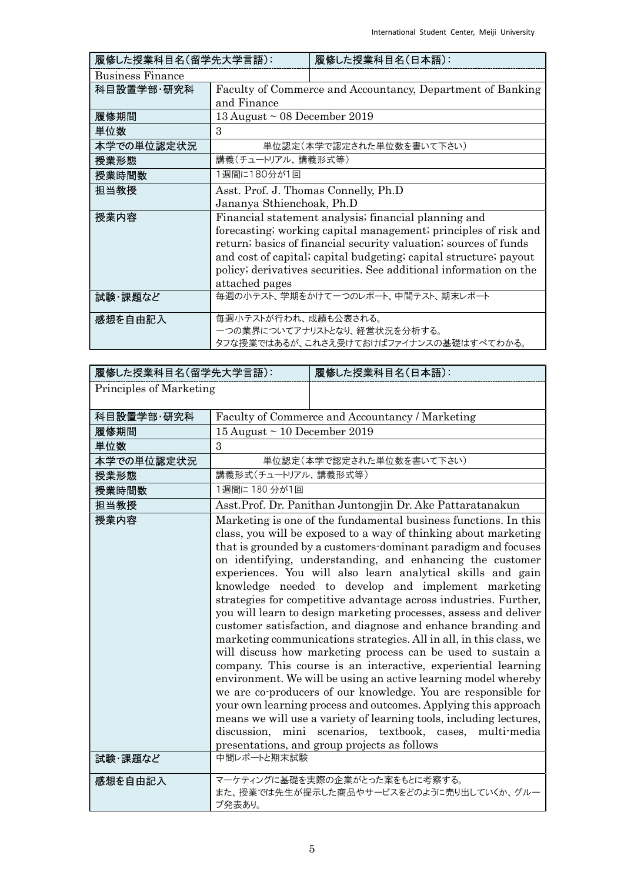| 履修した授業科目名(留学先大学言語): | | 履修した授業科目名(日本語): |
|---|---|---|
| Business Finance | | |
| 科目設置学部･研究科 | Faculty of Commerce and Accountancy, Department of Banking and Finance | |
| 履修期間 | 13 August ~ 08 December 2019 | |
| 単位数 | 3 | |
| 本学での単位認定状況 | 単位認定(本学で認定された単位数を書いて下さい) | |
| 授業形態 | 講義(チュートリアル, 講義形式等) | |
| 授業時間数 | 1週間に180分が1回 | |
| 担当教授 | Asst. Prof. J. Thomas Connelly, Ph.D<br>Jananya Sthienchoak, Ph.D | |
| 授業内容 | Financial statement analysis; financial planning and forecasting; working capital management; principles of risk and return; basics of financial security valuation; sources of funds and cost of capital; capital budgeting; capital structure; payout policy; derivatives securities. See additional information on the attached pages | |
| 試験･課題など | 毎週の小テスト、学期をかけて一つのレポート、中間テスト、期末レポート | |
| 感想を自由記入 | 毎週小テストが行われ、成績も公表される。<br>一つの業界についてアナリストとなり、経営状況を分析する。<br>タフな授業ではあるが、これさえ受けておけばファイナンスの基礎はすべてわかる。 | |

| 履修した授業科目名(留学先大学言語): | | 履修した授業科目名(日本語): |
|---|---|---|
| Principles of Marketing | | |
| 科目設置学部･研究科 | Faculty of Commerce and Accountancy / Marketing | |
| 履修期間 | 15 August ~ 10 December 2019 | |
| 単位数 | 3 | |
| 本学での単位認定状況 | 単位認定(本学で認定された単位数を書いて下さい) | |
| 授業形態 | 講義形式(チュートリアル, 講義形式等) | |
| 授業時間数 | 1週間に 180 分が1回 | |
| 担当教授 | Asst.Prof. Dr. Panithan Juntongjin Dr. Ake Pattaratanakun | |
| 授業内容 | Marketing is one of the fundamental business functions. In this class, you will be exposed to a way of thinking about marketing that is grounded by a customers-dominant paradigm and focuses on identifying, understanding, and enhancing the customer experiences. You will also learn analytical skills and gain knowledge needed to develop and implement marketing strategies for competitive advantage across industries. Further, you will learn to design marketing processes, assess and deliver customer satisfaction, and diagnose and enhance branding and marketing communications strategies. All in all, in this class, we will discuss how marketing process can be used to sustain a company. This course is an interactive, experiential learning environment. We will be using an active learning model whereby we are co-producers of our knowledge. You are responsible for your own learning process and outcomes. Applying this approach means we will use a variety of learning tools, including lectures, discussion, mini scenarios, textbook, cases, multi-media presentations, and group projects as follows | |
| 試験･課題など | 中間レポートと期末試験 | |
| 感想を自由記入 | マーケティングに基礎を実際の企業がとった案をもとに考察する。<br>また、授業では先生が提示した商品やサービスをどのように売り出していくか、グループ発表あり。 | |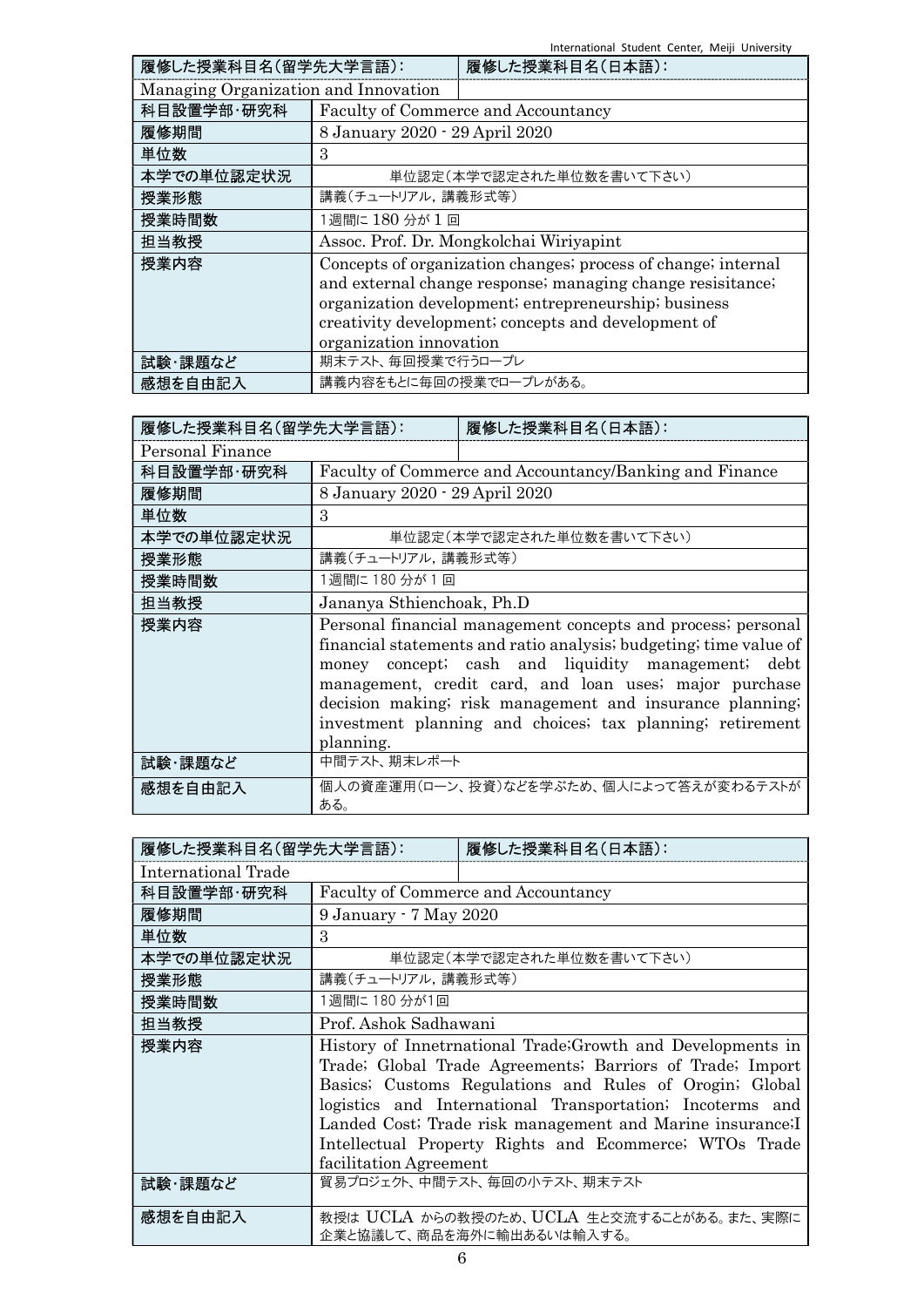| 履修した授業科目名(留学先大学言語): | 履修した授業科目名(日本語): |
|---|---|
| Managing Organization and Innovation | |
| 科目設置学部・研究科 | Faculty of Commerce and Accountancy |
| 履修期間 | 8 January 2020 - 29 April 2020 |
| 単位数 | 3 |
| 本学での単位認定状況 | 単位認定(本学で認定された単位数を書いて下さい) |
| 授業形態 | 講義(チュートリアル,講義形式等) |
| 授業時間数 | 1週間に 180 分が 1 回 |
| 担当教授 | Assoc. Prof. Dr. Mongkolchai Wiriyapint |
| 授業内容 | Concepts of organization changes; process of change; internal and external change response; managing change resisitance; organization development; entrepreneurship; business creativity development; concepts and development of organization innovation |
| 試験・課題など | 期末テスト、毎回授業で行うロープレ |
| 感想を自由記入 | 講義内容をもとに毎回の授業でロープレがある。 |

| 履修した授業科目名(留学先大学言語): | 履修した授業科目名(日本語): |
|---|---|
| Personal Finance | |
| 科目設置学部・研究科 | Faculty of Commerce and Accountancy/Banking and Finance |
| 履修期間 | 8 January 2020 - 29 April 2020 |
| 単位数 | 3 |
| 本学での単位認定状況 | 単位認定(本学で認定された単位数を書いて下さい) |
| 授業形態 | 講義(チュートリアル,講義形式等) |
| 授業時間数 | 1週間に 180 分が 1 回 |
| 担当教授 | Jananya Sthienchoak, Ph.D |
| 授業内容 | Personal financial management concepts and process; personal financial statements and ratio analysis; budgeting; time value of money concept; cash and liquidity management; debt management, credit card, and loan uses; major purchase decision making; risk management and insurance planning; investment planning and choices; tax planning; retirement planning. |
| 試験・課題など | 中間テスト、期末レポート |
| 感想を自由記入 | 個人の資産運用(ローン、投資)などを学ぶため、個人によって答えが変わるテストがある。 |

| 履修した授業科目名(留学先大学言語): | 履修した授業科目名(日本語): |
|---|---|
| International Trade | |
| 科目設置学部・研究科 | Faculty of Commerce and Accountancy |
| 履修期間 | 9 January - 7 May 2020 |
| 単位数 | 3 |
| 本学での単位認定状況 | 単位認定(本学で認定された単位数を書いて下さい) |
| 授業形態 | 講義(チュートリアル,講義形式等) |
| 授業時間数 | 1週間に 180 分が1回 |
| 担当教授 | Prof. Ashok Sadhawani |
| 授業内容 | History of Innetrnational Trade;Growth and Developments in Trade; Global Trade Agreements; Barriors of Trade; Import Basics; Customs Regulations and Rules of Orogin; Global logistics and International Transportation; Incoterms and Landed Cost; Trade risk management and Marine insurance;I Intellectual Property Rights and Ecommerce; WTOs Trade facilitation Agreement |
| 試験・課題など | 貿易プロジェクト、中間テスト、毎回の小テスト、期末テスト |
| 感想を自由記入 | 教授は UCLA からの教授のため、UCLA 生と交流することがある。また、実際に企業と協議して、商品を海外に輸出あるいは輸入する。 |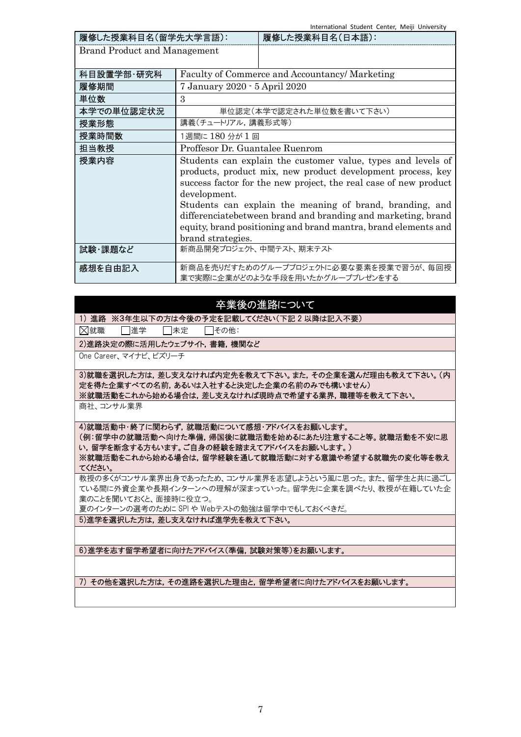| 履修した授業科目名(留学先大学言語): | | 履修した授業科目名(日本語): |
|---|---|---|
| Brand Product and Management | | |
| 科目設置学部･研究科 | Faculty of Commerce and Accountancy/ Marketing | |
| 履修期間 | 7 January 2020 - 5 April 2020 | |
| 単位数 | 3 | |
| 本学での単位認定状況 | 単位認定(本学で認定された単位数を書いて下さい) | |
| 授業形態 | 講義(チュートリアル，講義形式等) | |
| 授業時間数 | 1週間に 180 分が 1 回 | |
| 担当教授 | Proffesor Dr. Guantalee Ruenrom | |
| 授業内容 | Students can explain the customer value, types and levels of products, product mix, new product development process, key success factor for the new project, the real case of new product development.<br>Students can explain the meaning of brand, branding, and differenciatebetween brand and branding and marketing, brand equity, brand positioning and brand mantra, brand elements and brand strategies. | |
| 試験･課題など | 新商品開発プロジェクト、中間テスト、期末テスト | |
| 感想を自由記入 | 新商品を売りだすためのグループプロジェクトに必要な要素を授業で習うが、毎回授業で実際に企業がどのような手段を用いたかグループプレゼンをする | |

## 卒業後の進路について

**1) 進路 ※3年生以下の方は今後の予定を記載してください(下記 2 以降は記入不要)**

☒就職　☐進学　☐未定　☐その他:

**2)進路決定の際に活用したウェブサイト，書籍，機関など**

One Career、マイナビ、ビズリーチ

**3)就職を選択した方は，差し支えなければ内定先を教えて下さい。また，その企業を選んだ理由も教えて下さい。(内定を得た企業すべての名前，あるいは入社すると決定した企業の名前のみでも構いません)**
**※就職活動をこれから始める場合は，差し支えなければ現時点で希望する業界，職種等を教えて下さい。**

商社、コンサル業界

**4)就職活動中･終了に関わらず，就職活動について感想･アドバイスをお願いします。**
**(例:留学中の就職活動へ向けた準備，帰国後に就職活動を始めるにあたり注意すること等。就職活動を不安に思い，留学を断念する方もいます。ご自身の経験を踏まえてアドバイスをお願いします。)**
**※就職活動をこれから始める場合は，留学経験を通して就職活動に対する意識や希望する就職先の変化等を教えてください。**

教授の多くがコンサル業界出身であったため、コンサル業界を志望しようという風に思った。また、留学生と共に過ごしている間に外資企業や長期インターンへの理解が深まっていった。留学先に企業を調べたり、教授が在籍していた企業のことを聞いておくと、面接時に役立つ。
夏のインターンの選考のために SPI や Webテストの勉強は留学中でもしておくべきだ。

**5)進学を選択した方は，差し支えなければ進学先を教えて下さい。**

**6)進学を志す留学希望者に向けたアドバイス(準備，試験対策等)をお願いします。**

**7) その他を選択した方は，その進路を選択した理由と，留学希望者に向けたアドバイスをお願いします。**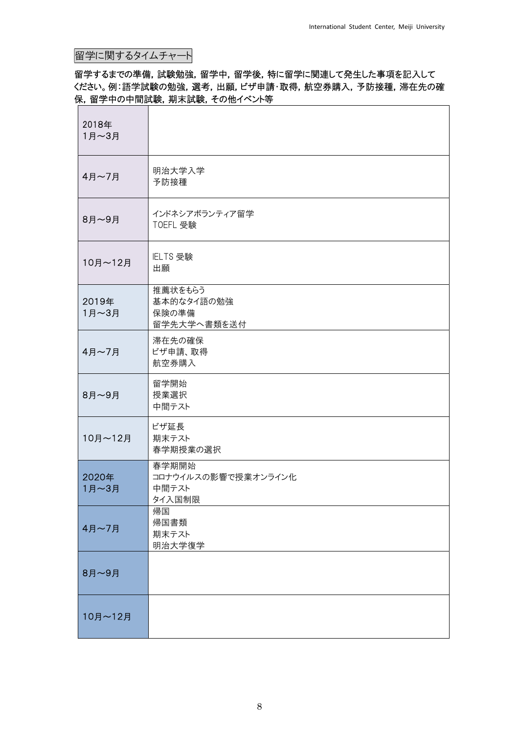留学に関するタイムチャート

**留学するまでの準備，試験勉強，留学中，留学後，特に留学に関連して発生した事項を記入してください。例：語学試験の勉強，選考，出願，ビザ申請・取得，航空券購入，予防接種，滞在先の確保，留学中の中間試験，期末試験，その他イベント等**

| | |
|---|---|
| 2018年<br>1月～3月 | |
| 4月～7月 | 明治大学入学<br>予防接種 |
| 8月～9月 | インドネシアボランティア留学<br>TOEFL 受験 |
| 10月～12月 | IELTS 受験<br>出願 |
| 2019年<br>1月～3月 | 推薦状をもらう<br>基本的なタイ語の勉強<br>保険の準備<br>留学先大学へ書類を送付 |
| 4月～7月 | 滞在先の確保<br>ビザ申請、取得<br>航空券購入 |
| 8月～9月 | 留学開始<br>授業選択<br>中間テスト |
| 10月～12月 | ビザ延長<br>期末テスト<br>春学期授業の選択 |
| 2020年<br>1月～3月 | 春学期開始<br>コロナウイルスの影響で授業オンライン化<br>中間テスト<br>タイ入国制限 |
| 4月～7月 | 帰国<br>帰国書類<br>期末テスト<br>明治大学復学 |
| 8月～9月 | |
| 10月～12月 | |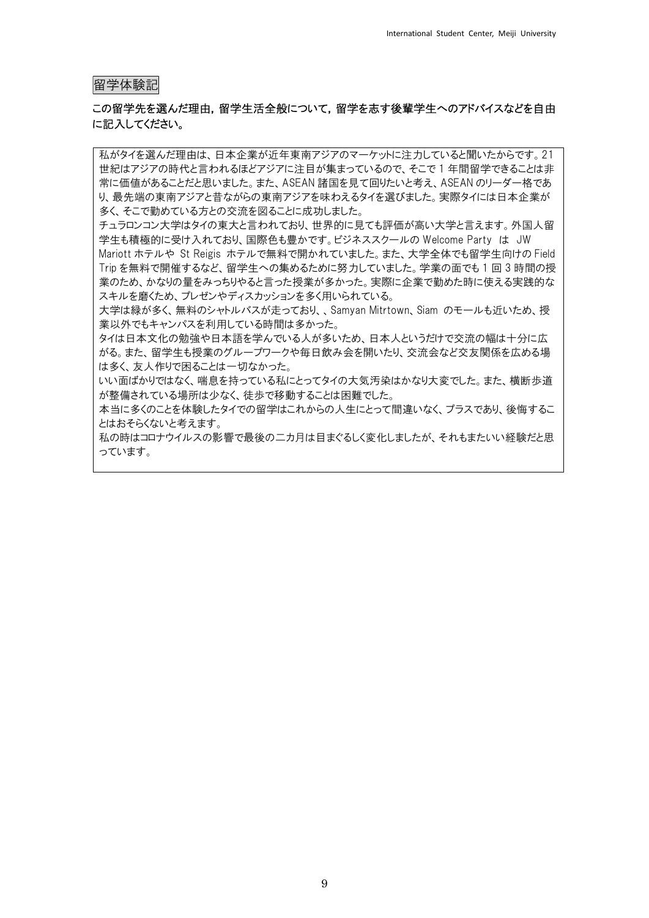## 留学体験記

**この留学先を選んだ理由，留学生活全般について，留学を志す後輩学生へのアドバイスなどを自由に記入してください。**

私がタイを選んだ理由は、日本企業が近年東南アジアのマーケットに注力していると聞いたからです。21 世紀はアジアの時代と言われるほどアジアに注目が集まっているので、そこで 1 年間留学できることは非常に価値があることだと思いました。また、ASEAN 諸国を見て回りたいと考え、ASEAN のリーダー格であり、最先端の東南アジアと昔ながらの東南アジアを味わえるタイを選びました。実際タイには日本企業が多く、そこで勤めている方との交流を図ることに成功しました。

チュラロンコン大学はタイの東大と言われており、世界的に見ても評価が高い大学と言えます。外国人留学生も積極的に受け入れており、国際色も豊かです。ビジネススクールの Welcome Party は JW Mariott ホテルや St Reigis ホテルで無料で開かれていました。また、大学全体でも留学生向けの Field Trip を無料で開催するなど、留学生への集めるために努力していました。学業の面でも 1 回 3 時間の授業のため、かなりの量をみっちりやると言った授業が多かった。実際に企業で勤めた時に使える実践的なスキルを磨くため、プレゼンやディスカッションを多く用いられている。

大学は緑が多く、無料のシャトルバスが走っており、、Samyan Mitrtown、Siam のモールも近いため、授業以外でもキャンパスを利用している時間は多かった。

タイは日本文化の勉強や日本語を学んでいる人が多いため、日本人というだけで交流の幅は十分に広がる。また、留学生も授業のグループワークや毎日飲み会を開いたり、交流会など交友関係を広める場は多く、友人作りで困ることは一切なかった。

いい面ばかりではなく、喘息を持っている私にとってタイの大気汚染はかなり大変でした。また、横断歩道が整備されている場所は少なく、徒歩で移動することは困難でした。

本当に多くのことを体験したタイでの留学はこれからの人生にとって間違いなく、プラスであり、後悔することはおそらくないと考えます。

私の時はコロナウイルスの影響で最後の二カ月は目まぐるしく変化しましたが、それもまたいい経験だと思っています。